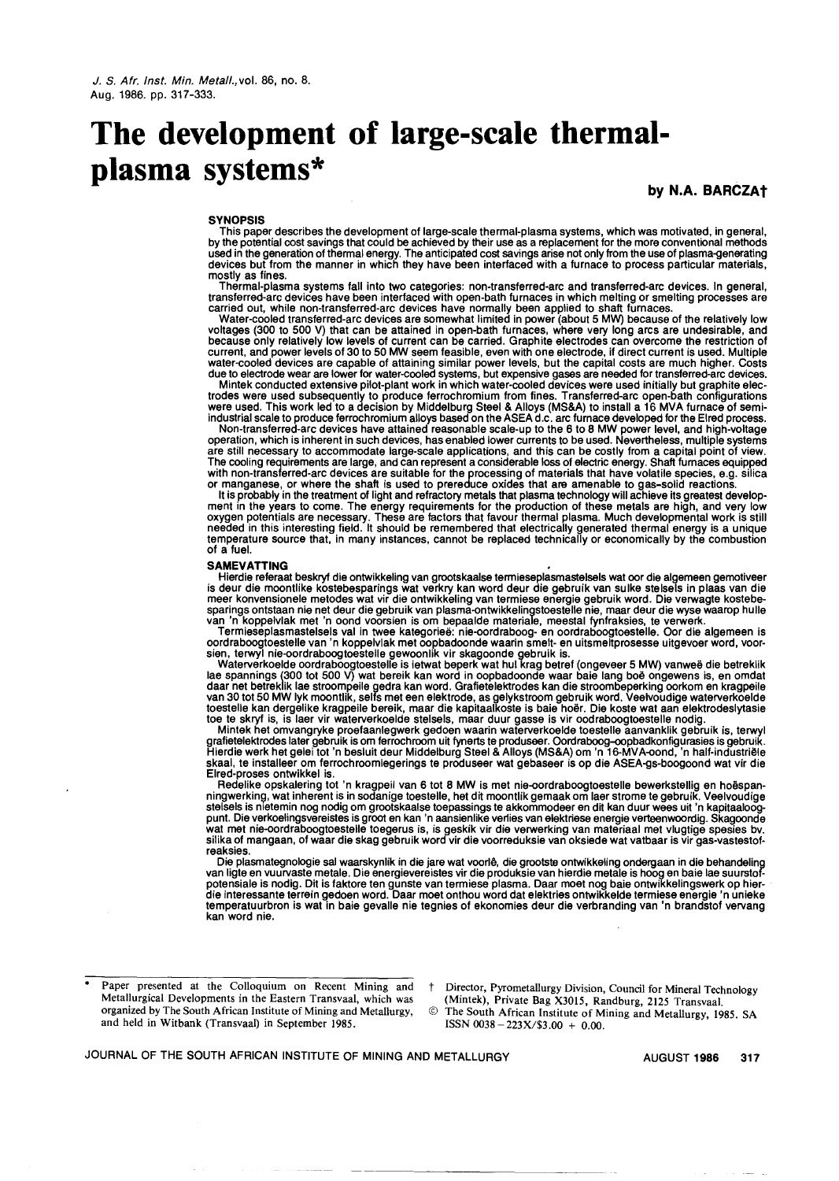J. S. Afr. Inst. Min. Metall., vol. 86, no. 8. Aug. 1986. pp. 317-333.

# The development of large-scale thermal-plasma systems*

**by N.A. BARCZA†**

### SYNOPSIS

This paper describes the development of large-scale thermal-plasma systems, which was motivated, in general, by the potential cost savings that could be achieved by their use as a replacement for the more conventional methods used in the generation of thermal energy. The anticipated cost savings arise not only from the use of plasma-generating devices but from the manner in which they have been interfaced with a furnace to process particular materials, mostly as fines.

Thermal-plasma systems fall into two categories: non-transferred-arc and transferred-arc devices. In general, transferred-arc devices have been interfaced with open-bath furnaces in which melting or smelting processes are carried out, while non-transferred-arc devices have normally been applied to shaft furnaces.

Water-cooled transferred-arc devices are somewhat limited in power (about 5 MW) because of the relatively low voltages (300 to 500 V) that can be attained in open-bath furnaces, where very long arcs are undesirable, and because only relatively low levels of current can be carried. Graphite electrodes can overcome the restriction of current, and power levels of 30 to 50 MW seem feasible, even with one electrode, if direct current is used. Multiple water-cooled devices are capable of attaining similar power levels, but the capital costs are much higher. Costs due to electrode wear are lower for water-cooled systems, but expensive gases are needed for transferred-arc devices.

Mintek conducted extensive pilot-plant work in which water-cooled devices were used initially but graphite electrodes were used subsequently to produce ferrochromium from fines. Transferred-arc open-bath configurations were used. This work led to a decision by Middelburg Steel & Alloys (MS&A) to install a 16 MVA furnace of semi-industrial scale to produce ferrochromium alloys based on the ASEA d.c. arc furnace developed for the Elred process.

Non-transferred-arc devices have attained reasonable scale-up to the 6 to 8 MW power level, and high-voltage operation, which is inherent in such devices, has enabled lower currents to be used. Nevertheless, multiple systems are still necessary to accommodate large-scale applications, and this can be costly from a capital point of view. The cooling requirements are large, and can represent a considerable loss of electric energy. Shaft furnaces equipped with non-transferred-arc devices are suitable for the processing of materials that have volatile species, e.g. silica or manganese, or where the shaft is used to prereduce oxides that are amenable to gas-solid reactions.

It is probably in the treatment of light and refractory metals that plasma technology will achieve its greatest development in the years to come. The energy requirements for the production of these metals are high, and very low oxygen potentials are necessary. These are factors that favour thermal plasma. Much developmental work is still needed in this interesting field. It should be remembered that electrically generated thermal energy is a unique temperature source that, in many instances, cannot be replaced technically or economically by the combustion of a fuel.

### SAMEVATTING

Hierdie referaat beskryf die ontwikkeling van grootskaalse termieseplasmastelsels wat oor die algemeen gemotiveer is deur die moontlike kostebesparings wat verkry kan word deur die gebruik van sulke stelsels in plaas van die meer konvensionele metodes wat vir die ontwikkeling van termiese energie gebruik word. Die verwagte kostebesparings ontstaan nie net deur die gebruik van plasma-ontwikkelingstoestelle nie, maar deur die wyse waarop hulle van 'n koppelvlak met 'n oond voorsien is om bepaalde materiale, meestal fynfraksies, te verwerk.

Termieseplasmastelsels val in twee kategorieë: nie-oordraboog- en oordraboogtoestelle. Oor die algemeen is oordraboogtoestelle van 'n koppelvlak met oopbadoonde waarin smelt- en uitsmeltprosesse uitgevoer word, voorsien, terwyl nie-oordraboogtoestelle gewoonlik vir skagoonde gebruik is.

Waterverkoelde oordraboogtoestelle is ietwat beperk wat hul krag betref (ongeveer 5 MW) vanweë die betreklik lae spannings (300 tot 500 V) wat bereik kan word in oopbadoonde waar baie lang boë ongewens is, en omdat daar net betreklik lae stroompeile gedra kan word. Grafietelektrodes kan die stroombeperking oorkom en kragpeile van 30 tot 50 MW lyk moontlik, selfs met een elektrode, as gelykstroom gebruik word. Veelvoudige waterverkoelde toestelle kan dergelike kragpeile bereik, maar die kapitaalkoste is baie hoër. Die koste wat aan elektrodeslytasie toe te skryf is, is laer vir waterverkoelde stelsels, maar duur gasse is vir oordraboogtoestelle nodig.

Mintek het omvangryke proefaanlegwerk gedoen waarin waterverkoelde toestelle aanvanklik gebruik is, terwyl grafietelektrodes later gebruik is om ferrochroom uit fynerts te produseer. Oordraboog-oopbadkonfigurasies is gebruik. Hierdie werk het gelei tot 'n besluit deur Middelburg Steel & Alloys (MS&A) om 'n 16-MVA-oond, 'n half-industriële skaal, te installeer om ferrochroomlegerings te produseer wat gebaseer is op die ASEA-gs-boogoond wat vir die Elred-proses ontwikkel is.

Redelike opskaleing tot 'n kragpeil van 6 tot 8 MW is met nie-oordraboogtoestelle bewerkstellig en hoëspanningwerking, wat inherent is in sodanige toestelle, het dit moontlik gemaak om laer strome te gebruik. Veelvoudige stelsels is nietemin nog nodig om grootskaalse toepassings te akkommodeer en dit kan duur wees uit 'n kapitaaloogpunt. Die verkoelingsvereistes is groot en kan 'n aansienlike verlies van elektriese energie verteenwoordig. Skagoonde wat met nie-oordraboogtoestelle toegerus is, is geskik vir die verwerking van materiaal met vlugtige spesies bv. silika of mangaan, of waar die skag gebruik word vir die voorreduksie van oksiede wat vatbaar is vir gas-vastestofreaksies.

Die plasmategnologie sal waarskynlik in die jare wat voorlê, die grootste ontwikkeling ondergaan in die behandeling van ligte en vuurvaste metale. Die energievereistes vir die produksie van hierdie metale is hoog en baie lae suurstofpotensiale is nodig. Dit is faktore ten gunste van termiese plasma. Daar moet nog baie ontwikkelingswerk op hierdie interessante terrein gedoen word. Daar moet onthou word dat elektries ontwikkelde termiese energie 'n unieke temperatuurbron is wat in baie gevalle nie tegnies of ekonomies deur die verbranding van 'n brandstof vervang kan word nie.

---

\* Paper presented at the Colloquium on Recent Mining and Metallurgical Developments in the Eastern Transvaal, which was organized by The South African Institute of Mining and Metallurgy, and held in Witbank (Transvaal) in September 1985.

† Director, Pyrometallurgy Division, Council for Mineral Technology (Mintek), Private Bag X3015, Randburg, 2125 Transvaal.

© The South African Institute of Mining and Metallurgy, 1985. SA ISSN 0038 – 223X/$3.00 + 0.00.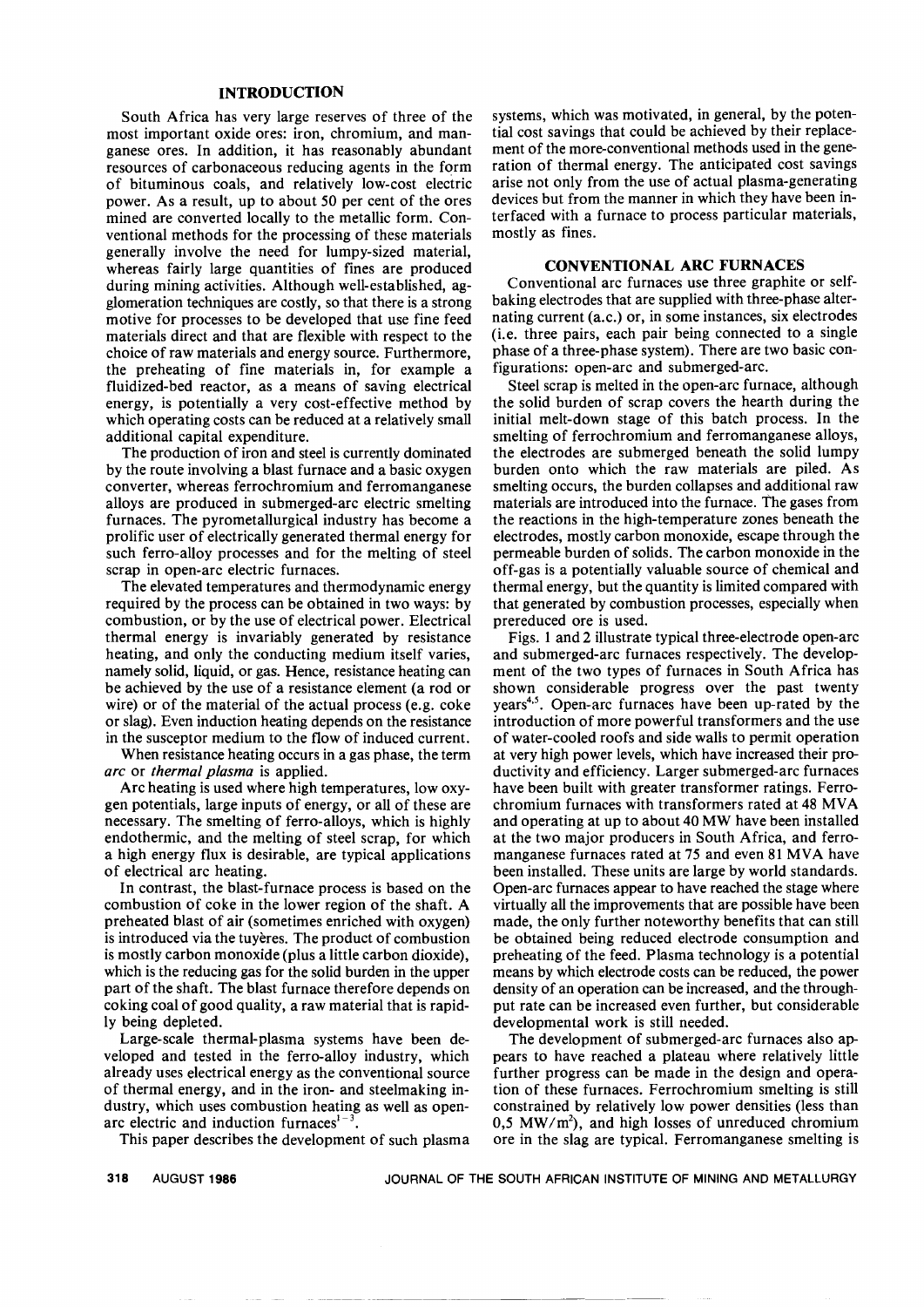## INTRODUCTION

South Africa has very large reserves of three of the most important oxide ores: iron, chromium, and manganese ores. In addition, it has reasonably abundant resources of carbonaceous reducing agents in the form of bituminous coals, and relatively low-cost electric power. As a result, up to about 50 per cent of the ores mined are converted locally to the metallic form. Conventional methods for the processing of these materials generally involve the need for lumpy-sized material, whereas fairly large quantities of fines are produced during mining activities. Although well-established, agglomeration techniques are costly, so that there is a strong motive for processes to be developed that use fine feed materials direct and that are flexible with respect to the choice of raw materials and energy source. Furthermore, the preheating of fine materials in, for example a fluidized-bed reactor, as a means of saving electrical energy, is potentially a very cost-effective method by which operating costs can be reduced at a relatively small additional capital expenditure.

The production of iron and steel is currently dominated by the route involving a blast furnace and a basic oxygen converter, whereas ferrochromium and ferromanganese alloys are produced in submerged-arc electric smelting furnaces. The pyrometallurgical industry has become a prolific user of electrically generated thermal energy for such ferro-alloy processes and for the melting of steel scrap in open-arc electric furnaces.

The elevated temperatures and thermodynamic energy required by the process can be obtained in two ways: by combustion, or by the use of electrical power. Electrical thermal energy is invariably generated by resistance heating, and only the conducting medium itself varies, namely solid, liquid, or gas. Hence, resistance heating can be achieved by the use of a resistance element (a rod or wire) or of the material of the actual process (e.g. coke or slag). Even induction heating depends on the resistance in the susceptor medium to the flow of induced current.

When resistance heating occurs in a gas phase, the term *arc* or *thermal plasma* is applied.

Arc heating is used where high temperatures, low oxygen potentials, large inputs of energy, or all of these are necessary. The smelting of ferro-alloys, which is highly endothermic, and the melting of steel scrap, for which a high energy flux is desirable, are typical applications of electrical arc heating.

In contrast, the blast-furnace process is based on the combustion of coke in the lower region of the shaft. A preheated blast of air (sometimes enriched with oxygen) is introduced via the tuyères. The product of combustion is mostly carbon monoxide (plus a little carbon dioxide), which is the reducing gas for the solid burden in the upper part of the shaft. The blast furnace therefore depends on coking coal of good quality, a raw material that is rapidly being depleted.

Large-scale thermal-plasma systems have been developed and tested in the ferro-alloy industry, which already uses electrical energy as the conventional source of thermal energy, and in the iron- and steelmaking industry, which uses combustion heating as well as open-arc electric and induction furnaces[1-3].

This paper describes the development of such plasma systems, which was motivated, in general, by the potential cost savings that could be achieved by their replacement of the more-conventional methods used in the generation of thermal energy. The anticipated cost savings arise not only from the use of actual plasma-generating devices but from the manner in which they have been interfaced with a furnace to process particular materials, mostly as fines.

## CONVENTIONAL ARC FURNACES

Conventional arc furnaces use three graphite or self-baking electrodes that are supplied with three-phase alternating current (a.c.) or, in some instances, six electrodes (i.e. three pairs, each pair being connected to a single phase of a three-phase system). There are two basic configurations: open-arc and submerged-arc.

Steel scrap is melted in the open-arc furnace, although the solid burden of scrap covers the hearth during the initial melt-down stage of this batch process. In the smelting of ferrochromium and ferromanganese alloys, the electrodes are submerged beneath the solid lumpy burden onto which the raw materials are piled. As smelting occurs, the burden collapses and additional raw materials are introduced into the furnace. The gases from the reactions in the high-temperature zones beneath the electrodes, mostly carbon monoxide, escape through the permeable burden of solids. The carbon monoxide in the off-gas is a potentially valuable source of chemical and thermal energy, but the quantity is limited compared with that generated by combustion processes, especially when prereduced ore is used.

Figs. 1 and 2 illustrate typical three-electrode open-arc and submerged-arc furnaces respectively. The development of the two types of furnaces in South Africa has shown considerable progress over the past twenty years[4,5]. Open-arc furnaces have been up-rated by the introduction of more powerful transformers and the use of water-cooled roofs and side walls to permit operation at very high power levels, which have increased their productivity and efficiency. Larger submerged-arc furnaces have been built with greater transformer ratings. Ferrochromium furnaces with transformers rated at 48 MVA and operating at up to about 40 MW have been installed at the two major producers in South Africa, and ferromanganese furnaces rated at 75 and even 81 MVA have been installed. These units are large by world standards. Open-arc furnaces appear to have reached the stage where virtually all the improvements that are possible have been made, the only further noteworthy benefits that can still be obtained being reduced electrode consumption and preheating of the feed. Plasma technology is a potential means by which electrode costs can be reduced, the power density of an operation can be increased, and the throughput rate can be increased even further, but considerable developmental work is still needed.

The development of submerged-arc furnaces also appears to have reached a plateau where relatively little further progress can be made in the design and operation of these furnaces. Ferrochromium smelting is still constrained by relatively low power densities (less than 0,5 $MW/m^2$), and high losses of unreduced chromium ore in the slag are typical. Ferromanganese smelting is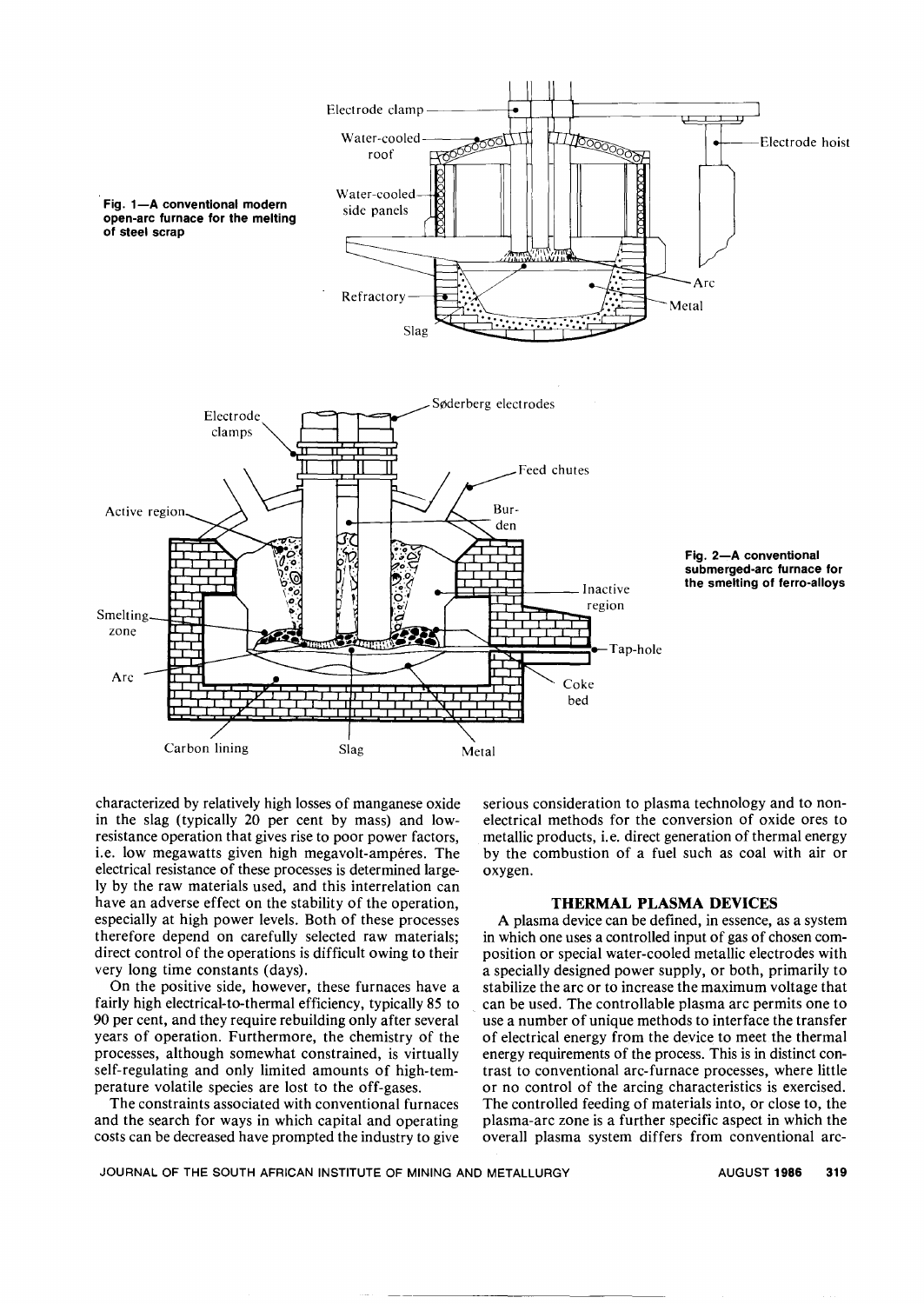Fig. 1—A conventional modern open-arc furnace for the melting of steel scrap

Fig. 2—A conventional submerged-arc furnace for the smelting of ferro-alloys

characterized by relatively high losses of manganese oxide in the slag (typically 20 per cent by mass) and low-resistance operation that gives rise to poor power factors, i.e. low megawatts given high megavolt-ampères. The electrical resistance of these processes is determined largely by the raw materials used, and this interrelation can have an adverse effect on the stability of the operation, especially at high power levels. Both of these processes therefore depend on carefully selected raw materials; direct control of the operations is difficult owing to their very long time constants (days).

On the positive side, however, these furnaces have a fairly high electrical-to-thermal efficiency, typically 85 to 90 per cent, and they require rebuilding only after several years of operation. Furthermore, the chemistry of the processes, although somewhat constrained, is virtually self-regulating and only limited amounts of high-temperature volatile species are lost to the off-gases.

The constraints associated with conventional furnaces and the search for ways in which capital and operating costs can be decreased have prompted the industry to give serious consideration to plasma technology and to non-electrical methods for the conversion of oxide ores to metallic products, i.e. direct generation of thermal energy by the combustion of a fuel such as coal with air or oxygen.

## THERMAL PLASMA DEVICES

A plasma device can be defined, in essence, as a system in which one uses a controlled input of gas of chosen composition or special water-cooled metallic electrodes with a specially designed power supply, or both, primarily to stabilize the arc or to increase the maximum voltage that can be used. The controllable plasma arc permits one to use a number of unique methods to interface the transfer of electrical energy from the device to meet the thermal energy requirements of the process. This is in distinct contrast to conventional arc-furnace processes, where little or no control of the arcing characteristics is exercised. The controlled feeding of materials into, or close to, the plasma-arc zone is a further specific aspect in which the overall plasma system differs from conventional arc-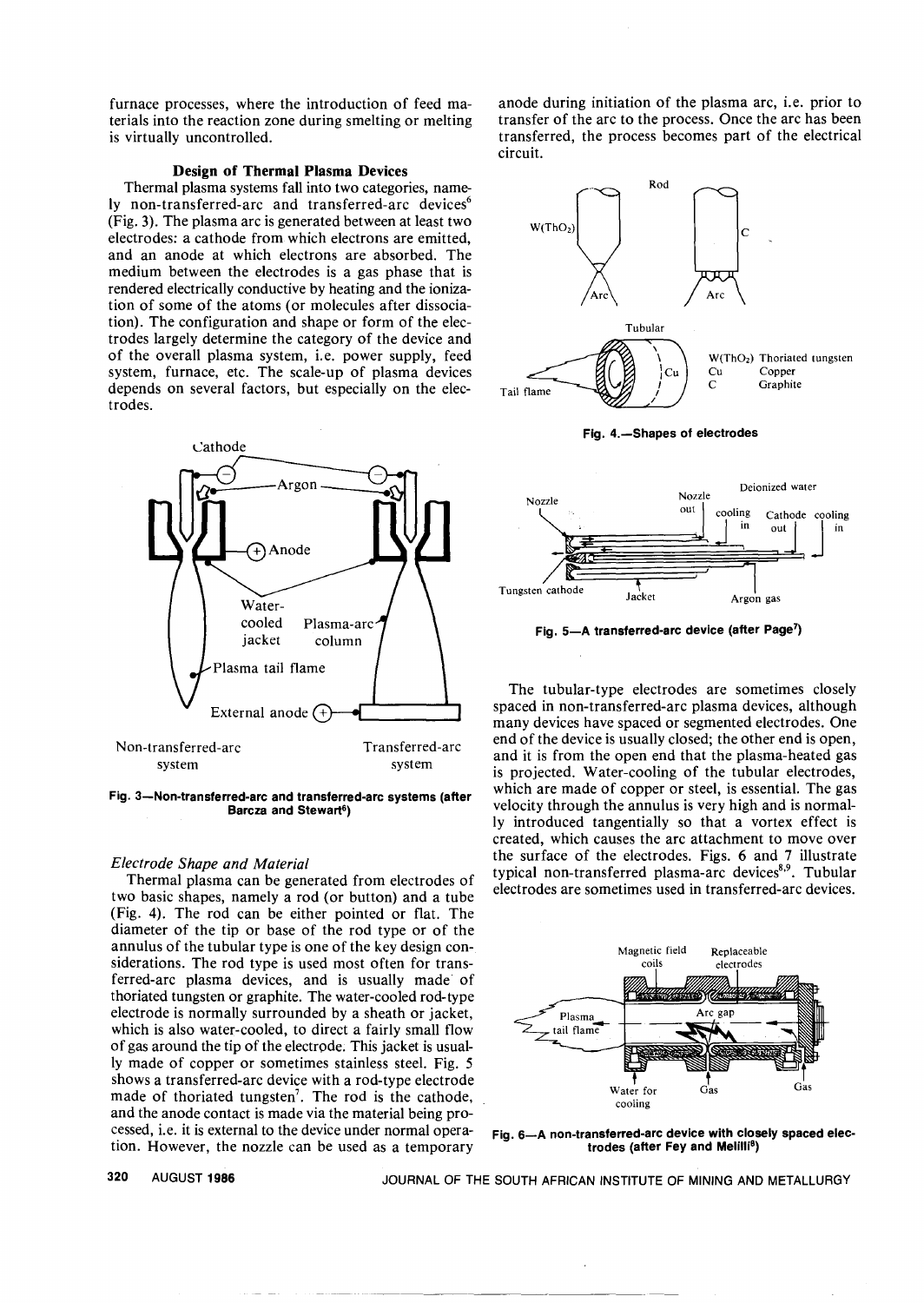furnace processes, where the introduction of feed materials into the reaction zone during smelting or melting is virtually uncontrolled.

## Design of Thermal Plasma Devices

Thermal plasma systems fall into two categories, namely non-transferred-arc and transferred-arc devices[6] (Fig. 3). The plasma arc is generated between at least two electrodes: a cathode from which electrons are emitted, and an anode at which electrons are absorbed. The medium between the electrodes is a gas phase that is rendered electrically conductive by heating and the ionization of some of the atoms (or molecules after dissociation). The configuration and shape or form of the electrodes largely determine the category of the device and of the overall plasma system, i.e. power supply, feed system, furnace, etc. The scale-up of plasma devices depends on several factors, but especially on the electrodes.

Fig. 3—Non-transferred-arc and transferred-arc systems (after Barcza and Stewart[6])

### *Electrode Shape and Material*

Thermal plasma can be generated from electrodes of two basic shapes, namely a rod (or button) and a tube (Fig. 4). The rod can be either pointed or flat. The diameter of the tip or base of the rod type or of the annulus of the tubular type is one of the key design considerations. The rod type is used most often for transferred-arc plasma devices, and is usually made of thoriated tungsten or graphite. The water-cooled rod-type electrode is normally surrounded by a sheath or jacket, which is also water-cooled, to direct a fairly small flow of gas around the tip of the electrode. This jacket is usually made of copper or sometimes stainless steel. Fig. 5 shows a transferred-arc device with a rod-type electrode made of thoriated tungsten[7]. The rod is the cathode, and the anode contact is made via the material being processed, i.e. it is external to the device under normal operation. However, the nozzle can be used as a temporary anode during initiation of the plasma arc, i.e. prior to transfer of the arc to the process. Once the arc has been transferred, the process becomes part of the electrical circuit.

Fig. 4.—Shapes of electrodes

Fig. 5—A transferred-arc device (after Page[7])

The tubular-type electrodes are sometimes closely spaced in non-transferred-arc plasma devices, although many devices have spaced or segmented electrodes. One end of the device is usually closed; the other end is open, and it is from the open end that the plasma-heated gas is projected. Water-cooling of the tubular electrodes, which are made of copper or steel, is essential. The gas velocity through the annulus is very high and is normally introduced tangentially so that a vortex effect is created, which causes the arc attachment to move over the surface of the electrodes. Figs. 6 and 7 illustrate typical non-transferred plasma-arc devices[8,9]. Tubular electrodes are sometimes used in transferred-arc devices.

Fig. 6—A non-transferred-arc device with closely spaced electrodes (after Fey and Melilli[8])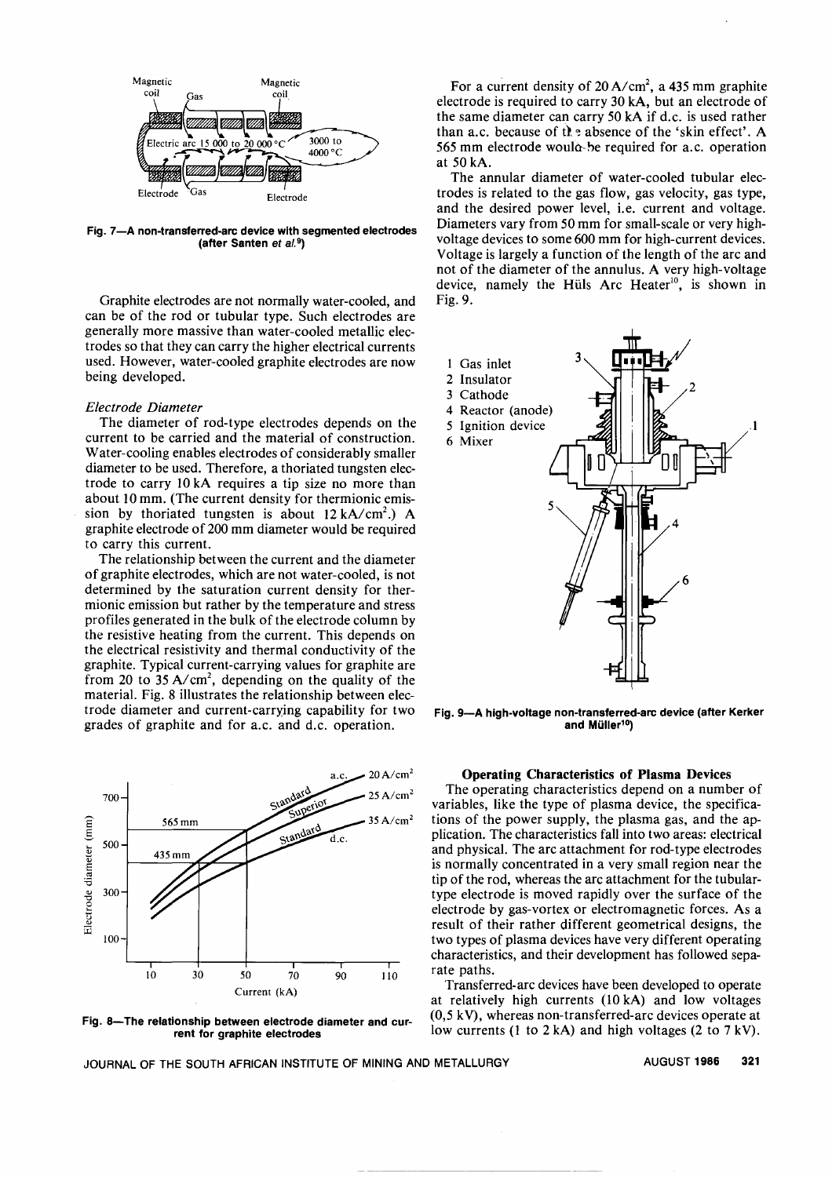Fig. 7—A non-transferred-arc device with segmented electrodes (after Santen *et al.*[9])

Graphite electrodes are not normally water-cooled, and can be of the rod or tubular type. Such electrodes are generally more massive than water-cooled metallic electrodes so that they can carry the higher electrical currents used. However, water-cooled graphite electrodes are now being developed.

*Electrode Diameter*

The diameter of rod-type electrodes depends on the current to be carried and the material of construction. Water-cooling enables electrodes of considerably smaller diameter to be used. Therefore, a thoriated tungsten electrode to carry 10 kA requires a tip size no more than about 10 mm. (The current density for thermionic emission by thoriated tungsten is about 12 kA/cm$^2$.) A graphite electrode of 200 mm diameter would be required to carry this current.

The relationship between the current and the diameter of graphite electrodes, which are not water-cooled, is not determined by the saturation current density for thermionic emission but rather by the temperature and stress profiles generated in the bulk of the electrode column by the resistive heating from the current. This depends on the electrical resistivity and thermal conductivity of the graphite. Typical current-carrying values for graphite are from 20 to 35 A/cm$^2$, depending on the quality of the material. Fig. 8 illustrates the relationship between electrode diameter and current-carrying capability for two grades of graphite and for a.c. and d.c. operation.

Fig. 8—The relationship between electrode diameter and current for graphite electrodes

For a current density of 20 A/cm$^2$, a 435 mm graphite electrode is required to carry 30 kA, but an electrode of the same diameter can carry 50 kA if d.c. is used rather than a.c. because of the absence of the 'skin effect'. A 565 mm electrode would be required for a.c. operation at 50 kA.

The annular diameter of water-cooled tubular electrodes is related to the gas flow, gas velocity, gas type, and the desired power level, i.e. current and voltage. Diameters vary from 50 mm for small-scale or very high-voltage devices to some 600 mm for high-current devices. Voltage is largely a function of the length of the arc and not of the diameter of the annulus. A very high-voltage device, namely the Hüls Arc Heater[10], is shown in Fig. 9.

Fig. 9—A high-voltage non-transferred-arc device (after Kerker and Müller[10])

## Operating Characteristics of Plasma Devices

The operating characteristics depend on a number of variables, like the type of plasma device, the specifications of the power supply, the plasma gas, and the application. The characteristics fall into two areas: electrical and physical. The arc attachment for rod-type electrodes is normally concentrated in a very small region near the tip of the rod, whereas the arc attachment for the tubular-type electrode is moved rapidly over the surface of the electrode by gas-vortex or electromagnetic forces. As a result of their rather different geometrical designs, the two types of plasma devices have very different operating characteristics, and their development has followed separate paths.

Transferred-arc devices have been developed to operate at relatively high currents (10 kA) and low voltages (0,5 kV), whereas non-transferred-arc devices operate at low currents (1 to 2 kA) and high voltages (2 to 7 kV).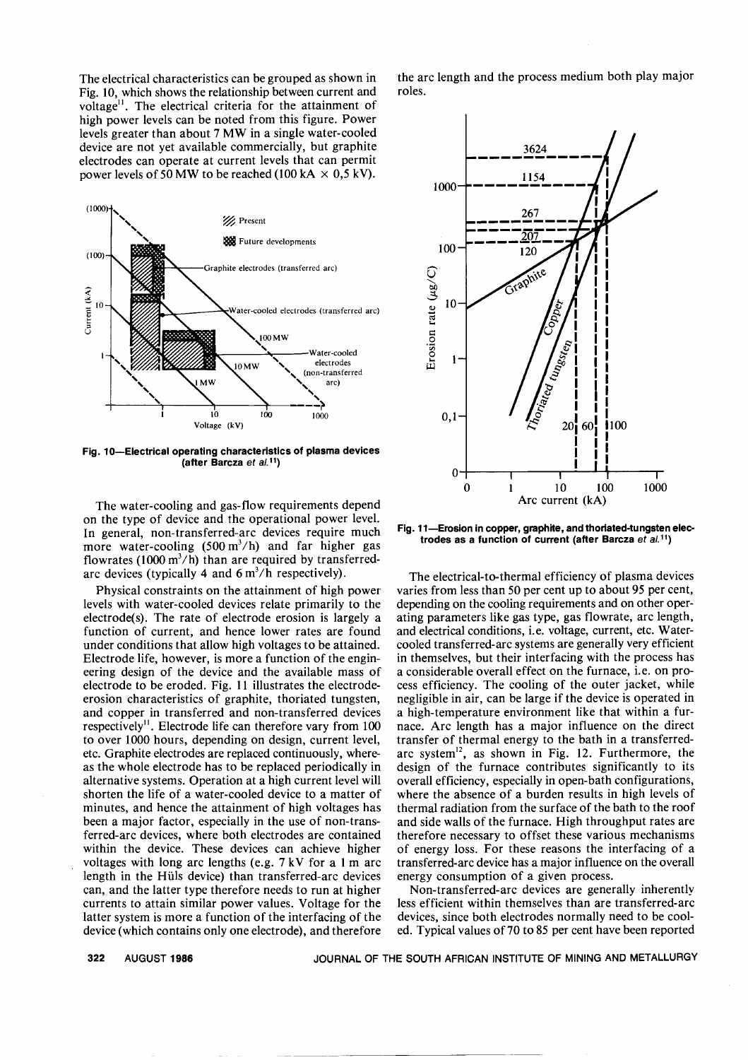The electrical characteristics can be grouped as shown in Fig. 10, which shows the relationship between current and voltage[11]. The electrical criteria for the attainment of high power levels can be noted from this figure. Power levels greater than about 7 MW in a single water-cooled device are not yet available commercially, but graphite electrodes can operate at current levels that can permit power levels of 50 MW to be reached (100 kA × 0,5 kV).

**Fig. 10—Electrical operating characteristics of plasma devices (after Barcza *et al.*[11])**

The water-cooling and gas-flow requirements depend on the type of device and the operational power level. In general, non-transferred-arc devices require much more water-cooling (500 $m^3/h$) and far higher gas flowrates (1000 $m^3/h$) than are required by transferred-arc devices (typically 4 and 6 $m^3/h$ respectively).

Physical constraints on the attainment of high power levels with water-cooled devices relate primarily to the electrode(s). The rate of electrode erosion is largely a function of current, and hence lower rates are found under conditions that allow high voltages to be attained. Electrode life, however, is more a function of the engineering design of the device and the available mass of electrode to be eroded. Fig. 11 illustrates the electrode-erosion characteristics of graphite, thoriated tungsten, and copper in transferred and non-transferred devices respectively[11]. Electrode life can therefore vary from 100 to over 1000 hours, depending on design, current level, etc. Graphite electrodes are replaced continuously, whereas the whole electrode has to be replaced periodically in alternative systems. Operation at a high current level will shorten the life of a water-cooled device to a matter of minutes, and hence the attainment of high voltages has been a major factor, especially in the use of non-transferred-arc devices, where both electrodes are contained within the device. These devices can achieve higher voltages with long arc lengths (e.g. 7 kV for a 1 m arc length in the Hüls device) than transferred-arc devices can, and the latter type therefore needs to run at higher currents to attain similar power values. Voltage for the latter system is more a function of the interfacing of the device (which contains only one electrode), and therefore the arc length and the process medium both play major roles.

**Fig. 11—Erosion in copper, graphite, and thoriated-tungsten electrodes as a function of current (after Barcza *et al.*[11])**

The electrical-to-thermal efficiency of plasma devices varies from less than 50 per cent up to about 95 per cent, depending on the cooling requirements and on other operating parameters like gas type, gas flowrate, arc length, and electrical conditions, i.e. voltage, current, etc. Water-cooled transferred-arc systems are generally very efficient in themselves, but their interfacing with the process has a considerable overall effect on the furnace, i.e. on process efficiency. The cooling of the outer jacket, while negligible in air, can be large if the device is operated in a high-temperature environment like that within a furnace. Arc length has a major influence on the direct transfer of thermal energy to the bath in a transferred-arc system[12], as shown in Fig. 12. Furthermore, the design of the furnace contributes significantly to its overall efficiency, especially in open-bath configurations, where the absence of a burden results in high levels of thermal radiation from the surface of the bath to the roof and side walls of the furnace. High throughput rates are therefore necessary to offset these various mechanisms of energy loss. For these reasons the interfacing of a transferred-arc device has a major influence on the overall energy consumption of a given process.

Non-transferred-arc devices are generally inherently less efficient within themselves than are transferred-arc devices, since both electrodes normally need to be cooled. Typical values of 70 to 85 per cent have been reported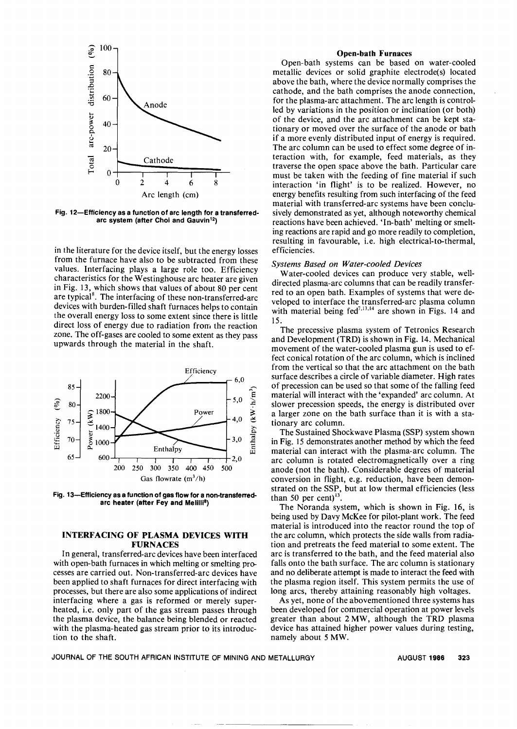Fig. 12—Efficiency as a function of arc length for a transferred-arc system (after Choi and Gauvin[12])

in the literature for the device itself, but the energy losses from the furnace have also to be subtracted from these values. Interfacing plays a large role too. Efficiency characteristics for the Westinghouse arc heater are given in Fig. 13, which shows that values of about 80 per cent are typical[8]. The interfacing of these non-transferred-arc devices with burden-filled shaft furnaces helps to contain the overall energy loss to some extent since there is little direct loss of energy due to radiation from the reaction zone. The off-gases are cooled to some extent as they pass upwards through the material in the shaft.

Fig. 13—Efficiency as a function of gas flow for a non-transferred-arc heater (after Fey and Melilli[8])

## INTERFACING OF PLASMA DEVICES WITH FURNACES

In general, transferred-arc devices have been interfaced with open-bath furnaces in which melting or smelting processes are carried out. Non-transferred-arc devices have been applied to shaft furnaces for direct interfacing with processes, but there are also some applications of indirect interfacing where a gas is reformed or merely superheated, i.e. only part of the gas stream passes through the plasma device, the balance being blended or reacted with the plasma-heated gas stream prior to its introduction to the shaft.

### Open-bath Furnaces

Open-bath systems can be based on water-cooled metallic devices or solid graphite electrode(s) located above the bath, where the device normally comprises the cathode, and the bath comprises the anode connection, for the plasma-arc attachment. The arc length is controlled by variations in the position or inclination (or both) of the device, and the arc attachment can be kept stationary or moved over the surface of the anode or bath if a more evenly distributed input of energy is required. The arc column can be used to effect some degree of interaction with, for example, feed materials, as they traverse the open space above the bath. Particular care must be taken with the feeding of fine material if such interaction 'in flight' is to be realized. However, no energy benefits resulting from such interfacing of the feed material with transferred-arc systems have been conclusively demonstrated as yet, although noteworthy chemical reactions have been achieved. 'In-bath' melting or smelting reactions are rapid and go more readily to completion, resulting in favourable, i.e. high electrical-to-thermal, efficiencies.

*Systems Based on Water-cooled Devices*

Water-cooled devices can produce very stable, well-directed plasma-arc columns that can be readily transferred to an open bath. Examples of systems that were developed to interface the transferred-arc plasma column with material being fed[7,13,14] are shown in Figs. 14 and 15.

The precessive plasma system of Tetronics Research and Development (TRD) is shown in Fig. 14. Mechanical movement of the water-cooled plasma gun is used to effect conical rotation of the arc column, which is inclined from the vertical so that the arc attachment on the bath surface describes a circle of variable diameter. High rates of precession can be used so that some of the falling feed material will interact with the 'expanded' arc column. At slower precession speeds, the energy is distributed over a larger zone on the bath surface than it is with a stationary arc column.

The Sustained Shockwave Plasma (SSP) system shown in Fig. 15 demonstrates another method by which the feed material can interact with the plasma-arc column. The arc column is rotated electromagnetically over a ring anode (not the bath). Considerable degrees of material conversion in flight, e.g. reduction, have been demonstrated on the SSP, but at low thermal efficiencies (less than 50 per cent)[13].

The Noranda system, which is shown in Fig. 16, is being used by Davy McKee for pilot-plant work. The feed material is introduced into the reactor round the top of the arc column, which protects the side walls from radiation and pretreats the feed material to some extent. The arc is transferred to the bath, and the feed material also falls onto the bath surface. The arc column is stationary and no deliberate attempt is made to interact the feed with the plasma region itself. This system permits the use of long arcs, thereby attaining reasonably high voltages.

As yet, none of the abovementioned three systems has been developed for commercial operation at power levels greater than about 2 MW, although the TRD plasma device has attained higher power values during testing, namely about 5 MW.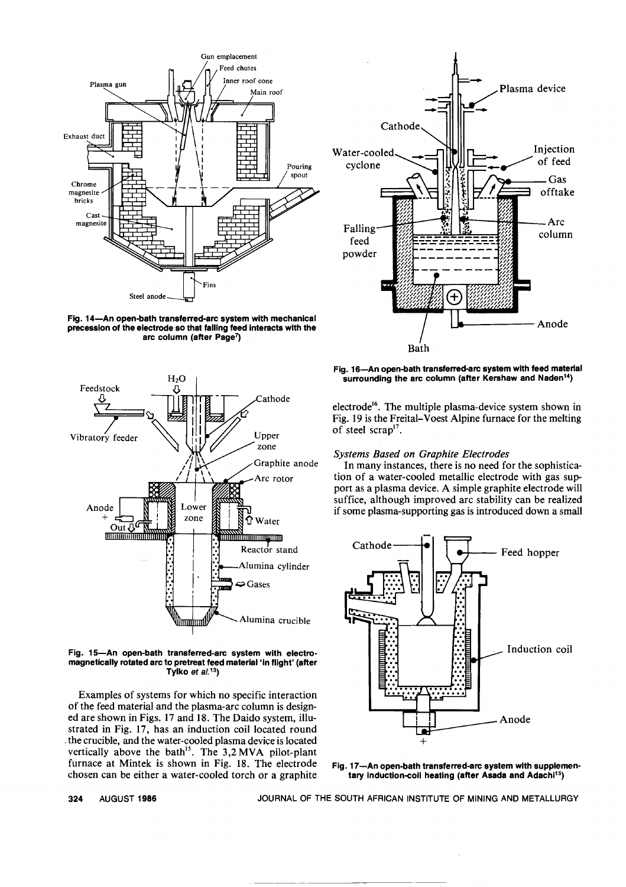Fig. 14—An open-bath transferred-arc system with mechanical precession of the electrode so that falling feed interacts with the arc column (after Page[7])

Fig. 15—An open-bath transferred-arc system with electromagnetically rotated arc to pretreat feed material 'in flight' (after Tylko *et al.*[13])

Examples of systems for which no specific interaction of the feed material and the plasma-arc column is designed are shown in Figs. 17 and 18. The Daido system, illustrated in Fig. 17, has an induction coil located round the crucible, and the water-cooled plasma device is located vertically above the bath[15]. The 3,2 MVA pilot-plant furnace at Mintek is shown in Fig. 18. The electrode chosen can be either a water-cooled torch or a graphite

Fig. 16—An open-bath transferred-arc system with feed material surrounding the arc column (after Kershaw and Naden[14])

electrode[16]. The multiple plasma-device system shown in Fig. 19 is the Freital–Voest Alpine furnace for the melting of steel scrap[17].

### *Systems Based on Graphite Electrodes*

In many instances, there is no need for the sophistication of a water-cooled metallic electrode with gas support as a plasma device. A simple graphite electrode will suffice, although improved arc stability can be realized if some plasma-supporting gas is introduced down a small

Fig. 17—An open-bath transferred-arc system with supplementary induction-coil heating (after Asada and Adachi[15])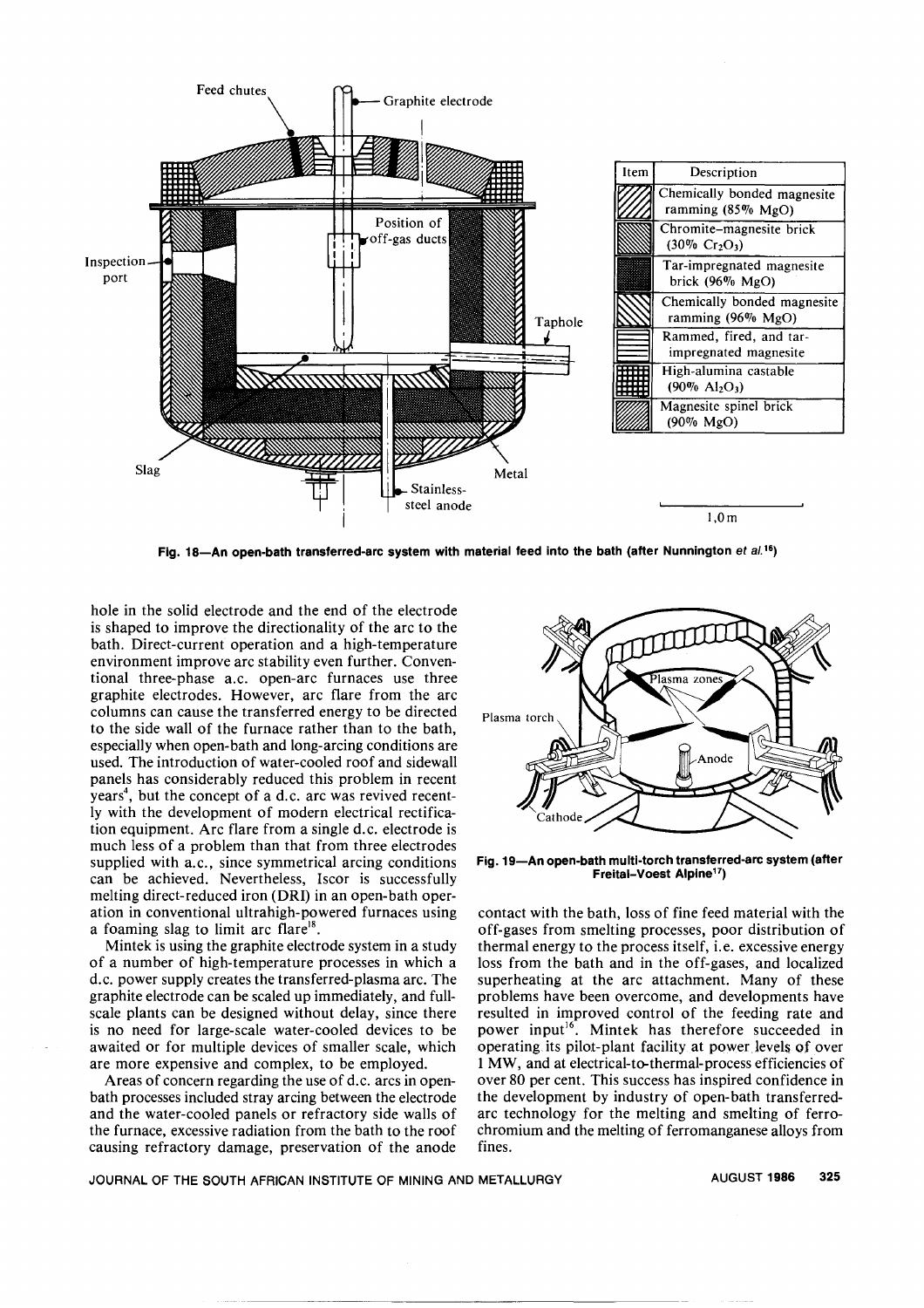Fig. 18—An open-bath transferred-arc system with material feed into the bath (after Nunnington *et al.*[16])

hole in the solid electrode and the end of the electrode is shaped to improve the directionality of the arc to the bath. Direct-current operation and a high-temperature environment improve arc stability even further. Conventional three-phase a.c. open-arc furnaces use three graphite electrodes. However, arc flare from the arc columns can cause the transferred energy to be directed to the side wall of the furnace rather than to the bath, especially when open-bath and long-arcing conditions are used. The introduction of water-cooled roof and sidewall panels has considerably reduced this problem in recent years[4], but the concept of a d.c. arc was revived recently with the development of modern electrical rectification equipment. Arc flare from a single d.c. electrode is much less of a problem than that from three electrodes supplied with a.c., since symmetrical arcing conditions can be achieved. Nevertheless, Iscor is successfully melting direct-reduced iron (DRI) in an open-bath operation in conventional ultrahigh-powered furnaces using a foaming slag to limit arc flare[18].

Mintek is using the graphite electrode system in a study of a number of high-temperature processes in which a d.c. power supply creates the transferred-plasma arc. The graphite electrode can be scaled up immediately, and full-scale plants can be designed without delay, since there is no need for large-scale water-cooled devices to be awaited or for multiple devices of smaller scale, which are more expensive and complex, to be employed.

Areas of concern regarding the use of d.c. arcs in open-bath processes included stray arcing between the electrode and the water-cooled panels or refractory side walls of the furnace, excessive radiation from the bath to the roof causing refractory damage, preservation of the anode contact with the bath, loss of fine feed material with the off-gases from smelting processes, poor distribution of thermal energy to the process itself, i.e. excessive energy loss from the bath and in the off-gases, and localized superheating at the arc attachment. Many of these problems have been overcome, and developments have resulted in improved control of the feeding rate and power input[16]. Mintek has therefore succeeded in operating its pilot-plant facility at power levels of over 1 MW, and at electrical-to-thermal-process efficiencies of over 80 per cent. This success has inspired confidence in the development by industry of open-bath transferred-arc technology for the melting and smelting of ferrochromium and the melting of ferromanganese alloys from fines.

Fig. 19—An open-bath multi-torch transferred-arc system (after Freital–Voest Alpine[17])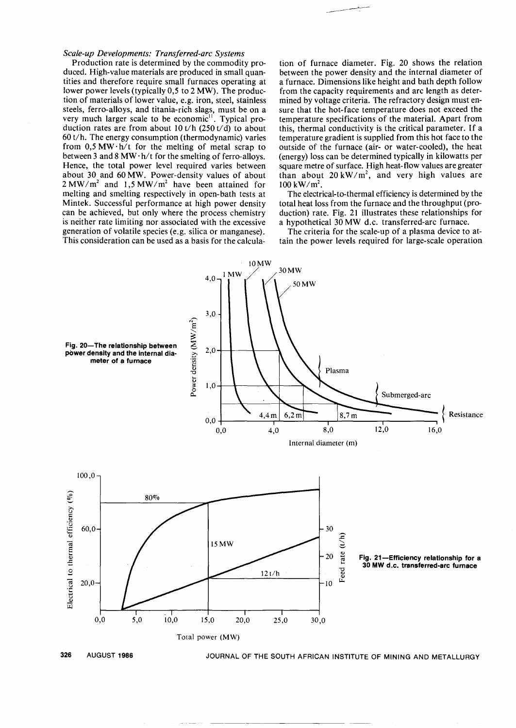*Scale-up Developments: Transferred-arc Systems*

Production rate is determined by the commodity produced. High-value materials are produced in small quantities and therefore require small furnaces operating at lower power levels (typically 0,5 to 2 MW). The production of materials of lower value, e.g. iron, steel, stainless steels, ferro-alloys, and titania-rich slags, must be on a very much larger scale to be economic[11]. Typical production rates are from about 10 t/h (250 t/d) to about 60 t/h. The energy consumption (thermodynamic) varies from 0,5 MW·h/t for the melting of metal scrap to between 3 and 8 MW·h/t for the smelting of ferro-alloys. Hence, the total power level required varies between about 30 and 60 MW. Power-density values of about 2 MW/m$^2$ and 1,5 MW/m$^2$ have been attained for melting and smelting respectively in open-bath tests at Mintek. Successful performance at high power density can be achieved, but only where the process chemistry is neither rate limiting nor associated with the excessive generation of volatile species (e.g. silica or manganese). This consideration can be used as a basis for the calculation of furnace diameter. Fig. 20 shows the relation between the power density and the internal diameter of a furnace. Dimensions like height and bath depth follow from the capacity requirements and arc length as determined by voltage criteria. The refractory design must ensure that the hot-face temperature does not exceed the temperature specifications of the material. Apart from this, thermal conductivity is the critical parameter. If a temperature gradient is supplied from this hot face to the outside of the furnace (air- or water-cooled), the heat (energy) loss can be determined typically in kilowatts per square metre of surface. High heat-flow values are greater than about 20 kW/m$^2$, and very high values are 100 kW/m$^2$.

The electrical-to-thermal efficiency is determined by the total heat loss from the furnace and the throughput (production) rate. Fig. 21 illustrates these relationships for a hypothetical 30 MW d.c. transferred-arc furnace.

The criteria for the scale-up of a plasma device to attain the power levels required for large-scale operation

**Fig. 20—The relationship between power density and the internal diameter of a furnace**

**Fig. 21—Efficiency relationship for a 30 MW d.c. transferred-arc furnace**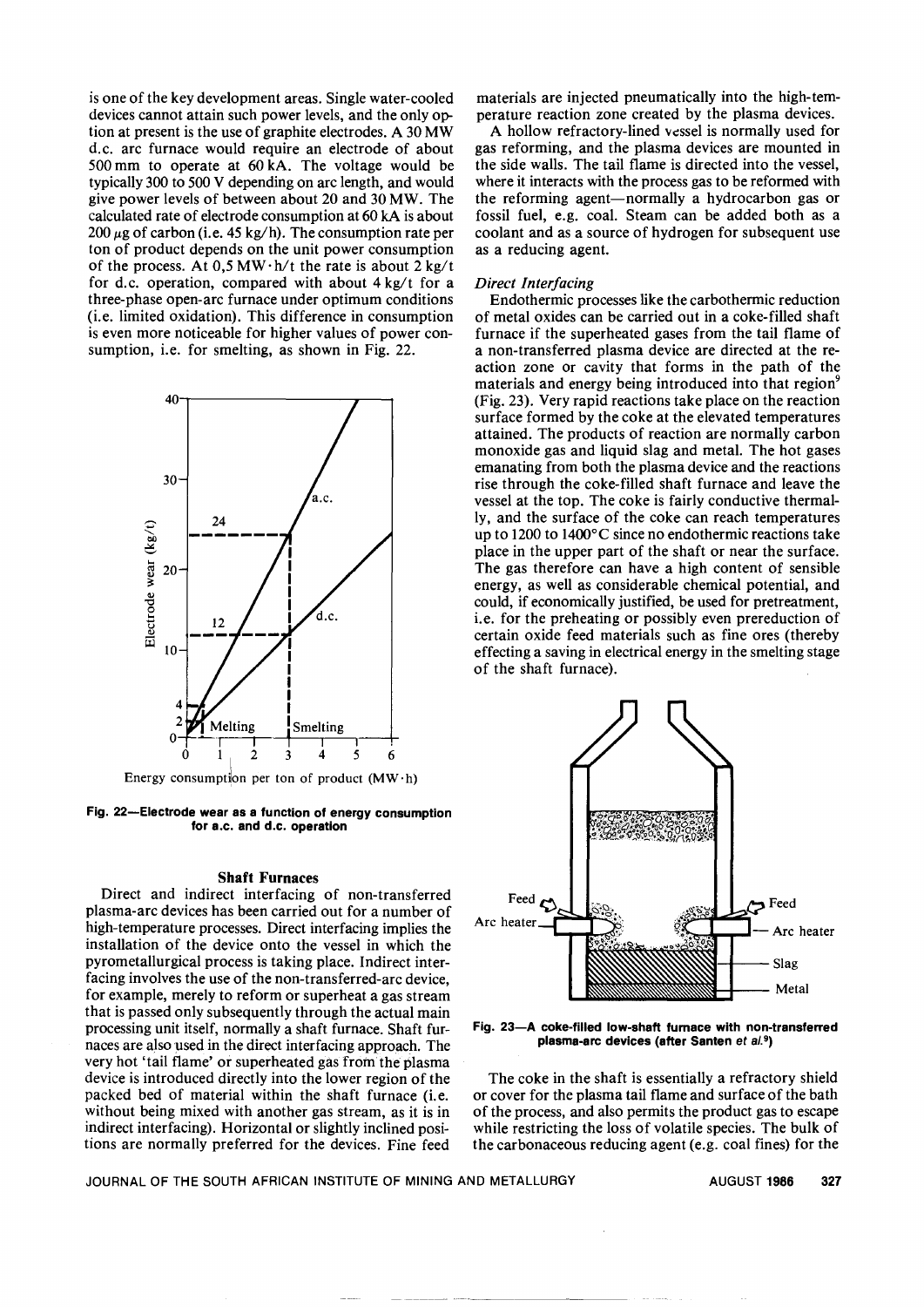is one of the key development areas. Single water-cooled devices cannot attain such power levels, and the only option at present is the use of graphite electrodes. A 30 MW d.c. arc furnace would require an electrode of about 500 mm to operate at 60 kA. The voltage would be typically 300 to 500 V depending on arc length, and would give power levels of between about 20 and 30 MW. The calculated rate of electrode consumption at 60 kA is about 200 $\mu$g of carbon (i.e. 45 kg/h). The consumption rate per ton of product depends on the unit power consumption of the process. At 0,5 MW·h/t the rate is about 2 kg/t for d.c. operation, compared with about 4 kg/t for a three-phase open-arc furnace under optimum conditions (i.e. limited oxidation). This difference in consumption is even more noticeable for higher values of power consumption, i.e. for smelting, as shown in Fig. 22.

**Fig. 22—Electrode wear as a function of energy consumption for a.c. and d.c. operation**

### Shaft Furnaces

Direct and indirect interfacing of non-transferred plasma-arc devices has been carried out for a number of high-temperature processes. Direct interfacing implies the installation of the device onto the vessel in which the pyrometallurgical process is taking place. Indirect interfacing involves the use of the non-transferred-arc device, for example, merely to reform or superheat a gas stream that is passed only subsequently through the actual main processing unit itself, normally a shaft furnace. Shaft furnaces are also used in the direct interfacing approach. The very hot 'tail flame' or superheated gas from the plasma device is introduced directly into the lower region of the packed bed of material within the shaft furnace (i.e. without being mixed with another gas stream, as it is in indirect interfacing). Horizontal or slightly inclined positions are normally preferred for the devices. Fine feed materials are injected pneumatically into the high-temperature reaction zone created by the plasma devices.

A hollow refractory-lined vessel is normally used for gas reforming, and the plasma devices are mounted in the side walls. The tail flame is directed into the vessel, where it interacts with the process gas to be reformed with the reforming agent—normally a hydrocarbon gas or fossil fuel, e.g. coal. Steam can be added both as a coolant and as a source of hydrogen for subsequent use as a reducing agent.

#### *Direct Interfacing*

Endothermic processes like the carbothermic reduction of metal oxides can be carried out in a coke-filled shaft furnace if the superheated gases from the tail flame of a non-transferred plasma device are directed at the reaction zone or cavity that forms in the path of the materials and energy being introduced into that region[9] (Fig. 23). Very rapid reactions take place on the reaction surface formed by the coke at the elevated temperatures attained. The products of reaction are normally carbon monoxide gas and liquid slag and metal. The hot gases emanating from both the plasma device and the reactions rise through the coke-filled shaft furnace and leave the vessel at the top. The coke is fairly conductive thermally, and the surface of the coke can reach temperatures up to 1200 to 1400°C since no endothermic reactions take place in the upper part of the shaft or near the surface. The gas therefore can have a high content of sensible energy, as well as considerable chemical potential, and could, if economically justified, be used for pretreatment, i.e. for the preheating or possibly even prereduction of certain oxide feed materials such as fine ores (thereby effecting a saving in electrical energy in the smelting stage of the shaft furnace).

**Fig. 23—A coke-filled low-shaft furnace with non-transferred plasma-arc devices (after Santen *et al.*[9])**

The coke in the shaft is essentially a refractory shield or cover for the plasma tail flame and surface of the bath of the process, and also permits the product gas to escape while restricting the loss of volatile species. The bulk of the carbonaceous reducing agent (e.g. coal fines) for the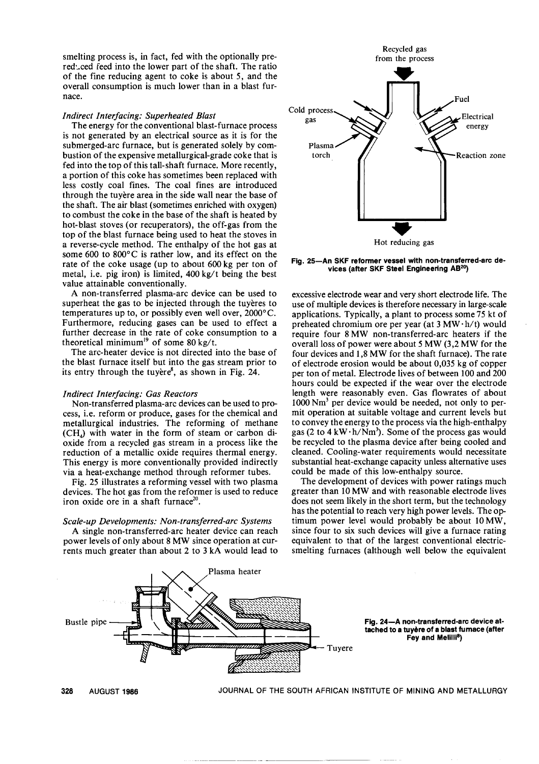smelting process is, in fact, fed with the optionally pre-reduced feed into the lower part of the shaft. The ratio of the fine reducing agent to coke is about 5, and the overall consumption is much lower than in a blast furnace.

*Indirect Interfacing: Superheated Blast*

The energy for the conventional blast-furnace process is not generated by an electrical source as it is for the submerged-arc furnace, but is generated solely by combustion of the expensive metallurgical-grade coke that is fed into the top of this tall-shaft furnace. More recently, a portion of this coke has sometimes been replaced with less costly coal fines. The coal fines are introduced through the tuyère area in the side wall near the base of the shaft. The air blast (sometimes enriched with oxygen) to combust the coke in the base of the shaft is heated by hot-blast stoves (or recuperators), the off-gas from the top of the blast furnace being used to heat the stoves in a reverse-cycle method. The enthalpy of the hot gas at some 600 to 800°C is rather low, and its effect on the rate of the coke usage (up to about 600 kg per ton of metal, i.e. pig iron) is limited, 400 kg/t being the best value attainable conventionally.

A non-transferred plasma-arc device can be used to superheat the gas to be injected through the tuyères to temperatures up to, or possibly even well over, 2000°C. Furthermore, reducing gases can be used to effect a further decrease in the rate of coke consumption to a theoretical minimum[19] of some 80 kg/t.

The arc-heater device is not directed into the base of the blast furnace itself but into the gas stream prior to its entry through the tuyère[8], as shown in Fig. 24.

*Indirect Interfacing: Gas Reactors*

Non-transferred plasma-arc devices can be used to process, i.e. reform or produce, gases for the chemical and metallurgical industries. The reforming of methane ($CH_4$) with water in the form of steam or carbon dioxide from a recycled gas stream in a process like the reduction of a metallic oxide requires thermal energy. This energy is more conventionally provided indirectly via a heat-exchange method through reformer tubes.

Fig. 25 illustrates a reforming vessel with two plasma devices. The hot gas from the reformer is used to reduce iron oxide ore in a shaft furnace[20].

*Scale-up Developments: Non-transferred-arc Systems*

A single non-transferred-arc heater device can reach power levels of only about 8 MW since operation at currents much greater than about 2 to 3 kA would lead to excessive electrode wear and very short electrode life. The use of multiple devices is therefore necessary in large-scale applications. Typically, a plant to process some 75 kt of preheated chromium ore per year (at 3 MW·h/t) would require four 8 MW non-transferred-arc heaters if the overall loss of power were about 5 MW (3,2 MW for the four devices and 1,8 MW for the shaft furnace). The rate of electrode erosion would be about 0,035 kg of copper per ton of metal. Electrode lives of between 100 and 200 hours could be expected if the wear over the electrode length were reasonably even. Gas flowrates of about 1000 $Nm^3$ per device would be needed, not only to permit operation at suitable voltage and current levels but to convey the energy to the process via the high-enthalpy gas (2 to 4 kW·h/$Nm^3$). Some of the process gas would be recycled to the plasma device after being cooled and cleaned. Cooling-water requirements would necessitate substantial heat-exchange capacity unless alternative uses could be made of this low-enthalpy source.

The development of devices with power ratings much greater than 10 MW and with reasonable electrode lives does not seem likely in the short term, but the technology has the potential to reach very high power levels. The optimum power level would probably be about 10 MW, since four to six such devices will give a furnace rating equivalent to that of the largest conventional electric-smelting furnaces (although well below the equivalent

**Fig. 25—An SKF reformer vessel with non-transferred-arc devices (after SKF Steel Engineering AB[20])**

**Fig. 24—A non-transferred-arc device attached to a tuyère of a blast furnace (after Fey and Melilli[8])**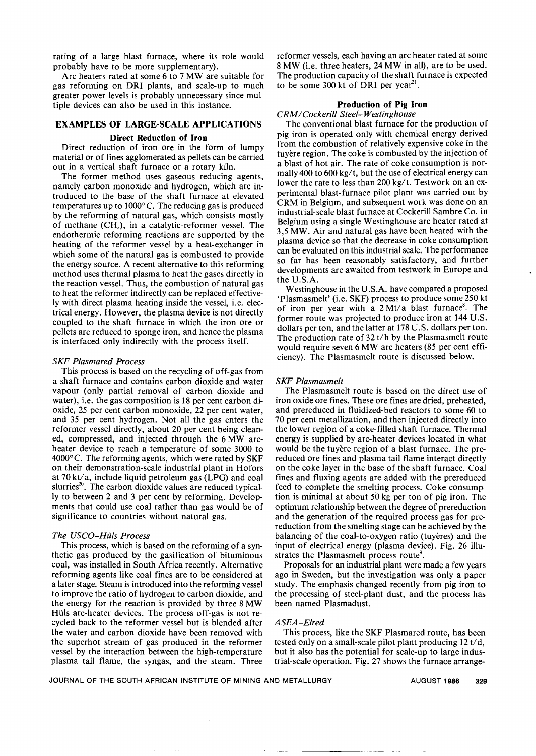rating of a large blast furnace, where its role would probably have to be more supplementary).

Arc heaters rated at some 6 to 7 MW are suitable for gas reforming on DRI plants, and scale-up to much greater power levels is probably unnecessary since multiple devices can also be used in this instance.

## EXAMPLES OF LARGE-SCALE APPLICATIONS

### Direct Reduction of Iron

Direct reduction of iron ore in the form of lumpy material or of fines agglomerated as pellets can be carried out in a vertical shaft furnace or a rotary kiln.

The former method uses gaseous reducing agents, namely carbon monoxide and hydrogen, which are introduced to the base of the shaft furnace at elevated temperatures up to 1000°C. The reducing gas is produced by the reforming of natural gas, which consists mostly of methane ($CH_4$), in a catalytic-reformer vessel. The endothermic reforming reactions are supported by the heating of the reformer vessel by a heat-exchanger in which some of the natural gas is combusted to provide the energy source. A recent alternative to this reforming method uses thermal plasma to heat the gases directly in the reaction vessel. Thus, the combustion of natural gas to heat the reformer indirectly can be replaced effectively with direct plasma heating inside the vessel, i.e. electrical energy. However, the plasma device is not directly coupled to the shaft furnace in which the iron ore or pellets are reduced to sponge iron, and hence the plasma is interfaced only indirectly with the process itself.

*SKF Plasmared Process*

This process is based on the recycling of off-gas from a shaft furnace and contains carbon dioxide and water vapour (only partial removal of carbon dioxide and water), i.e. the gas composition is 18 per cent carbon dioxide, 25 per cent carbon monoxide, 22 per cent water, and 35 per cent hydrogen. Not all the gas enters the reformer vessel directly, about 20 per cent being cleaned, compressed, and injected through the 6 MW arc-heater device to reach a temperature of some 3000 to 4000°C. The reforming agents, which were rated by SKF on their demonstration-scale industrial plant in Hofors at 70 kt/a, include liquid petroleum gas (LPG) and coal slurries[20]. The carbon dioxide values are reduced typically to between 2 and 3 per cent by reforming. Developments that could use coal rather than gas would be of significance to countries without natural gas.

*The USCO–Hüls Process*

This process, which is based on the reforming of a synthetic gas produced by the gasification of bituminous coal, was installed in South Africa recently. Alternative reforming agents like coal fines are to be considered at a later stage. Steam is introduced into the reforming vessel to improve the ratio of hydrogen to carbon dioxide, and the energy for the reaction is provided by three 8 MW Hüls arc-heater devices. The process off-gas is not recycled back to the reformer vessel but is blended after the water and carbon dioxide have been removed with the superhot stream of gas produced in the reformer vessel by the interaction between the high-temperature plasma tail flame, the syngas, and the steam. Three reformer vessels, each having an arc heater rated at some 8 MW (i.e. three heaters, 24 MW in all), are to be used. The production capacity of the shaft furnace is expected to be some 300 kt of DRI per year[21].

### Production of Pig Iron

*CRM/Cockerill Steel–Westinghouse*

The conventional blast furnace for the production of pig iron is operated only with chemical energy derived from the combustion of relatively expensive coke in the tuyère region. The coke is combusted by the injection of a blast of hot air. The rate of coke consumption is normally 400 to 600 kg/t, but the use of electrical energy can lower the rate to less than 200 kg/t. Testwork on an experimental blast-furnace pilot plant was carried out by CRM in Belgium, and subsequent work was done on an industrial-scale blast furnace at Cockerill Sambre Co. in Belgium using a single Westinghouse arc heater rated at 3,5 MW. Air and natural gas have been heated with the plasma device so that the decrease in coke consumption can be evaluated on this industrial scale. The performance so far has been reasonably satisfactory, and further developments are awaited from testwork in Europe and the U.S.A.

Westinghouse in the U.S.A. have compared a proposed 'Plasmasmelt' (i.e. SKF) process to produce some 250 kt of iron per year with a 2 Mt/a blast furnace[8]. The former route was projected to produce iron at 144 U.S. dollars per ton, and the latter at 178 U.S. dollars per ton. The production rate of 32 t/h by the Plasmasmelt route would require seven 6 MW arc heaters (85 per cent efficiency). The Plasmasmelt route is discussed below.

*SKF Plasmasmelt*

The Plasmasmelt route is based on the direct use of iron oxide ore fines. These ore fines are dried, preheated, and prereduced in fluidized-bed reactors to some 60 to 70 per cent metallization, and then injected directly into the lower region of a coke-filled shaft furnace. Thermal energy is supplied by arc-heater devices located in what would be the tuyère region of a blast furnace. The prereduced ore fines and plasma tail flame interact directly on the coke layer in the base of the shaft furnace. Coal fines and fluxing agents are added with the prereduced feed to complete the smelting process. Coke consumption is minimal at about 50 kg per ton of pig iron. The optimum relationship between the degree of prereduction and the generation of the required process gas for prereduction from the smelting stage can be achieved by the balancing of the coal-to-oxygen ratio (tuyères) and the input of electrical energy (plasma device). Fig. 26 illustrates the Plasmasmelt process route[9].

Proposals for an industrial plant were made a few years ago in Sweden, but the investigation was only a paper study. The emphasis changed recently from pig iron to the processing of steel-plant dust, and the process has been named Plasmadust.

*ASEA–Elred*

This process, like the SKF Plasmared route, has been tested only on a small-scale pilot plant producing 12 t/d, but it also has the potential for scale-up to large industrial-scale operation. Fig. 27 shows the furnace arrange-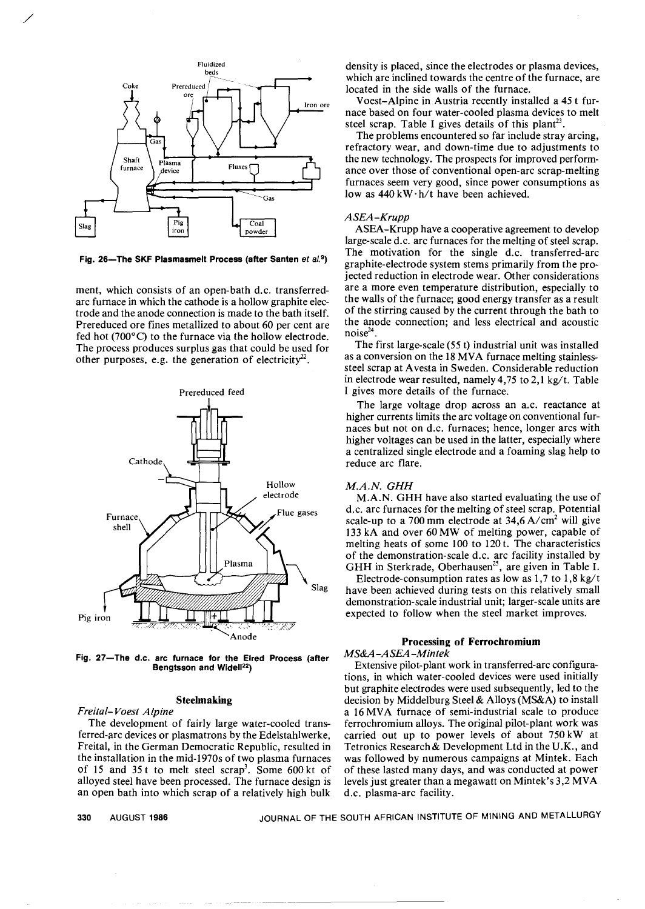Fig. 26—The SKF Plasmasmelt Process (after Santen *et al.*[9])

ment, which consists of an open-bath d.c. transferred-arc furnace in which the cathode is a hollow graphite electrode and the anode connection is made to the bath itself. Prereduced ore fines metallized to about 60 per cent are fed hot (700°C) to the furnace via the hollow electrode. The process produces surplus gas that could be used for other purposes, e.g. the generation of electricity[22].

Fig. 27—The d.c. arc furnace for the Elred Process (after Bengtsson and Widell[22])

### Steelmaking

#### *Freital–Voest Alpine*

The development of fairly large water-cooled transferred-arc devices or plasmatrons by the Edelstahlwerke, Freital, in the German Democratic Republic, resulted in the installation in the mid-1970s of two plasma furnaces of 15 and 35 t to melt steel scrap[3]. Some 600 kt of alloyed steel have been processed. The furnace design is an open bath into which scrap of a relatively high bulk density is placed, since the electrodes or plasma devices, which are inclined towards the centre of the furnace, are located in the side walls of the furnace.

Voest–Alpine in Austria recently installed a 45 t furnace based on four water-cooled plasma devices to melt steel scrap. Table I gives details of this plant[23].

The problems encountered so far include stray arcing, refractory wear, and down-time due to adjustments to the new technology. The prospects for improved performance over those of conventional open-arc scrap-melting furnaces seem very good, since power consumptions as low as 440 kW·h/t have been achieved.

#### *ASEA–Krupp*

ASEA–Krupp have a cooperative agreement to develop large-scale d.c. arc furnaces for the melting of steel scrap. The motivation for the single d.c. transferred-arc graphite-electrode system stems primarily from the projected reduction in electrode wear. Other considerations are a more even temperature distribution, especially to the walls of the furnace; good energy transfer as a result of the stirring caused by the current through the bath to the anode connection; and less electrical and acoustic noise[24].

The first large-scale (55 t) industrial unit was installed as a conversion on the 18 MVA furnace melting stainless-steel scrap at Avesta in Sweden. Considerable reduction in electrode wear resulted, namely 4,75 to 2,1 kg/t. Table I gives more details of the furnace.

The large voltage drop across an a.c. reactance at higher currents limits the arc voltage on conventional furnaces but not on d.c. furnaces; hence, longer arcs with higher voltages can be used in the latter, especially where a centralized single electrode and a foaming slag help to reduce arc flare.

#### *M.A.N. GHH*

M.A.N. GHH have also started evaluating the use of d.c. arc furnaces for the melting of steel scrap. Potential scale-up to a 700 mm electrode at 34,6 A/cm$^2$ will give 133 kA and over 60 MW of melting power, capable of melting heats of some 100 to 120 t. The characteristics of the demonstration-scale d.c. arc facility installed by GHH in Sterkrade, Oberhausen[25], are given in Table I.

Electrode-consumption rates as low as 1,7 to 1,8 kg/t have been achieved during tests on this relatively small demonstration-scale industrial unit; larger-scale units are expected to follow when the steel market improves.

### Processing of Ferrochromium

#### *MS&A–ASEA–Mintek*

Extensive pilot-plant work in transferred-arc configurations, in which water-cooled devices were used initially but graphite electrodes were used subsequently, led to the decision by Middelburg Steel & Alloys (MS&A) to install a 16 MVA furnace of semi-industrial scale to produce ferrochromium alloys. The original pilot-plant work was carried out up to power levels of about 750 kW at Tetronics Research & Development Ltd in the U.K., and was followed by numerous campaigns at Mintek. Each of these lasted many days, and was conducted at power levels just greater than a megawatt on Mintek's 3,2 MVA d.c. plasma-arc facility.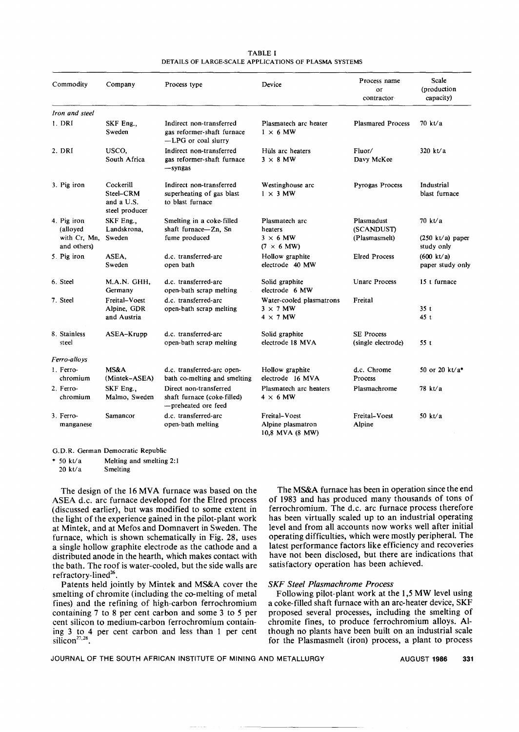TABLE I
DETAILS OF LARGE-SCALE APPLICATIONS OF PLASMA SYSTEMS

| Commodity | Company | Process type | Device | Process name or contractor | Scale (production capacity) |
|---|---|---|---|---|---|
| *Iron and steel* | | | | | |
| 1. DRI | SKF Eng., Sweden | Indirect non-transferred gas reformer-shaft furnace —LPG or coal slurry | Plasmatech arc heater 1 × 6 MW | Plasmared Process | 70 kt/a |
| 2. DRI | USCO, South Africa | Indirect non-transferred gas reformer-shaft furnace —syngas | Hüls arc heaters 3 × 8 MW | Fluor/ Davy McKee | 320 kt/a |
| 3. Pig iron | Cockerill Steel–CRM and a U.S. steel producer | Indirect non-transferred superheating of gas blast to blast furnace | Westinghouse arc 1 × 3 MW | Pyrogas Process | Industrial blast furnace |
| 4. Pig iron (alloyed with Cr, Mn, and others) | SKF Eng., Landskrona, Sweden | Smelting in a coke-filled shaft furnace—Zn, Sn fume produced | Plasmatech arc heaters 3 × 6 MW (7 × 6 MW) | Plasmadust (SCANDUST) (Plasmasmelt) | 70 kt/a (250 kt/a) paper study only |
| 5. Pig iron | ASEA, Sweden | d.c. transferred-arc open bath | Hollow graphite electrode 40 MW | Elred Process | (600 kt/a) paper study only |
| 6. Steel | M.A.N. GHH, Germany | d.c. transferred-arc open-bath scrap melting | Solid graphite electrode 6 MW | Unarc Process | 15 t furnace |
| 7. Steel | Freital–Voest Alpine, GDR and Austria | d.c. transferred-arc open-bath scrap melting | Water-cooled plasmatrons 3 × 7 MW 4 × 7 MW | Freital | 35 t 45 t |
| 8. Stainless steel | ASEA–Krupp | d.c. transferred-arc open-bath scrap melting | Solid graphite electrode 18 MVA | SE Process (single electrode) | 55 t |
| *Ferro-alloys* | | | | | |
| 1. Ferro-chromium | MS&A (Mintek–ASEA) | d.c. transferred-arc open-bath co-melting and smelting | Hollow graphite electrode 16 MVA | d.c. Chrome Process | 50 or 20 kt/a* |
| 2. Ferro-chromium | SKF Eng., Malmo, Sweden | Direct non-transferred shaft furnace (coke-filled) —preheated ore feed | Plasmatech arc heaters 4 × 6 MW | Plasmachrome | 78 kt/a |
| 3. Ferro-manganese | Samancor | d.c. transferred-arc open-bath melting | Freital–Voest Alpine plasmatron 10,8 MVA (8 MW) | Freital–Voest Alpine | 50 kt/a |

G.D.R. German Democratic Republic
* 50 kt/a Melting and smelting 2:1
20 kt/a Smelting

The design of the 16 MVA furnace was based on the ASEA d.c. arc furnace developed for the Elred process (discussed earlier), but was modified to some extent in the light of the experience gained in the pilot-plant work at Mintek, and at Mefos and Domnavert in Sweden. The furnace, which is shown schematically in Fig. 28, uses a single hollow graphite electrode as the cathode and a distributed anode in the hearth, which makes contact with the bath. The roof is water-cooled, but the side walls are refractory-lined[26].

Patents held jointly by Mintek and MS&A cover the smelting of chromite (including the co-melting of metal fines) and the refining of high-carbon ferrochromium containing 7 to 8 per cent carbon and some 3 to 5 per cent silicon to medium-carbon ferrochromium containing 3 to 4 per cent carbon and less than 1 per cent silicon[27,28].

The MS&A furnace has been in operation since the end of 1983 and has produced many thousands of tons of ferrochromium. The d.c. arc furnace process therefore has been virtually scaled up to an industrial operating level and from all accounts now works well after initial operating difficulties, which were mostly peripheral. The latest performance factors like efficiency and recoveries have not been disclosed, but there are indications that satisfactory operation has been achieved.

### *SKF Steel Plasmachrome Process*

Following pilot-plant work at the 1,5 MW level using a coke-filled shaft furnace with an arc-heater device, SKF proposed several processes, including the smelting of chromite fines, to produce ferrochromium alloys. Although no plants have been built on an industrial scale for the Plasmasmelt (iron) process, a plant to process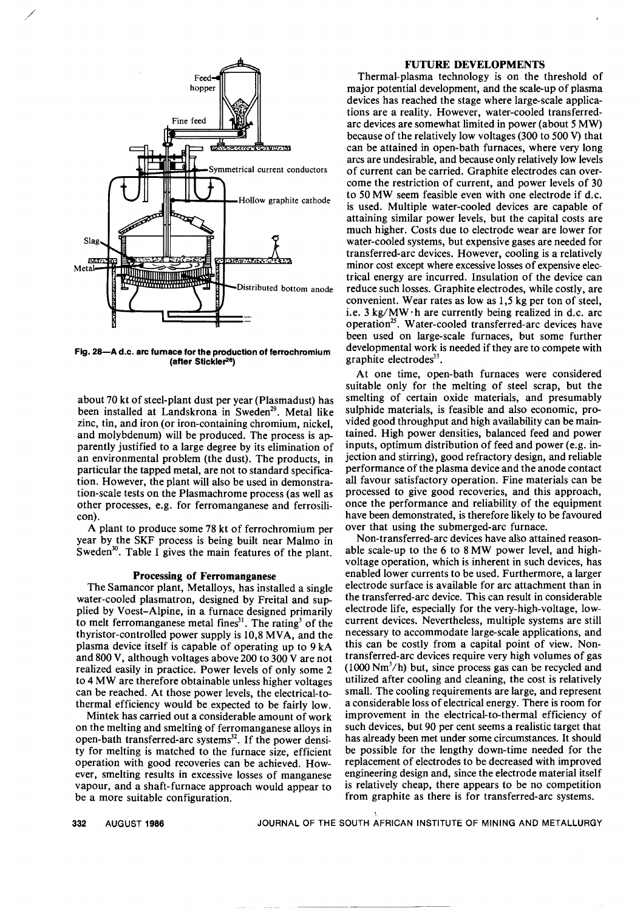Fig. 28—A d.c. arc furnace for the production of ferrochromium (after Stickler[28])

about 70 kt of steel-plant dust per year (Plasmadust) has been installed at Landskrona in Sweden[29]. Metal like zinc, tin, and iron (or iron-containing chromium, nickel, and molybdenum) will be produced. The process is apparently justified to a large degree by its elimination of an environmental problem (the dust). The products, in particular the tapped metal, are not to standard specification. However, the plant will also be used in demonstration-scale tests on the Plasmachrome process (as well as other processes, e.g. for ferromanganese and ferrosilicon).

A plant to produce some 78 kt of ferrochromium per year by the SKF process is being built near Malmo in Sweden[30]. Table I gives the main features of the plant.

### Processing of Ferromanganese

The Samancor plant, Metalloys, has installed a single water-cooled plasmatron, designed by Freital and supplied by Voest-Alpine, in a furnace designed primarily to melt ferromanganese metal fines[31]. The rating[3] of the thyristor-controlled power supply is 10,8 MVA, and the plasma device itself is capable of operating up to 9 kA and 800 V, although voltages above 200 to 300 V are not realized easily in practice. Power levels of only some 2 to 4 MW are therefore obtainable unless higher voltages can be reached. At those power levels, the electrical-to-thermal efficiency would be expected to be fairly low.

Mintek has carried out a considerable amount of work on the melting and smelting of ferromanganese alloys in open-bath transferred-arc systems[32]. If the power density for melting is matched to the furnace size, efficient operation with good recoveries can be achieved. However, smelting results in excessive losses of manganese vapour, and a shaft-furnace approach would appear to be a more suitable configuration.

## FUTURE DEVELOPMENTS

Thermal-plasma technology is on the threshold of major potential development, and the scale-up of plasma devices has reached the stage where large-scale applications are a reality. However, water-cooled transferred-arc devices are somewhat limited in power (about 5 MW) because of the relatively low voltages (300 to 500 V) that can be attained in open-bath furnaces, where very long arcs are undesirable, and because only relatively low levels of current can be carried. Graphite electrodes can overcome the restriction of current, and power levels of 30 to 50 MW seem feasible even with one electrode if d.c. is used. Multiple water-cooled devices are capable of attaining similar power levels, but the capital costs are much higher. Costs due to electrode wear are lower for water-cooled systems, but expensive gases are needed for transferred-arc devices. However, cooling is a relatively minor cost except where excessive losses of expensive electrical energy are incurred. Insulation of the device can reduce such losses. Graphite electrodes, while costly, are convenient. Wear rates as low as 1,5 kg per ton of steel, i.e. 3 kg/MW·h are currently being realized in d.c. arc operation[25]. Water-cooled transferred-arc devices have been used on large-scale furnaces, but some further developmental work is needed if they are to compete with graphite electrodes[33].

At one time, open-bath furnaces were considered suitable only for the melting of steel scrap, but the smelting of certain oxide materials, and presumably sulphide materials, is feasible and also economic, provided good throughput and high availability can be maintained. High power densities, balanced feed and power inputs, optimum distribution of feed and power (e.g. injection and stirring), good refractory design, and reliable performance of the plasma device and the anode contact all favour satisfactory operation. Fine materials can be processed to give good recoveries, and this approach, once the performance and reliability of the equipment have been demonstrated, is therefore likely to be favoured over that using the submerged-arc furnace.

Non-transferred-arc devices have also attained reasonable scale-up to the 6 to 8 MW power level, and high-voltage operation, which is inherent in such devices, has enabled lower currents to be used. Furthermore, a larger electrode surface is available for arc attachment than in the transferred-arc device. This can result in considerable electrode life, especially for the very-high-voltage, low-current devices. Nevertheless, multiple systems are still necessary to accommodate large-scale applications, and this can be costly from a capital point of view. Non-transferred-arc devices require very high volumes of gas (1000 $Nm^3/h$) but, since process gas can be recycled and utilized after cooling and cleaning, the cost is relatively small. The cooling requirements are large, and represent a considerable loss of electrical energy. There is room for improvement in the electrical-to-thermal efficiency of such devices, but 90 per cent seems a realistic target that has already been met under some circumstances. It should be possible for the lengthy down-time needed for the replacement of electrodes to be decreased with improved engineering design and, since the electrode material itself is relatively cheap, there appears to be no competition from graphite as there is for transferred-arc systems.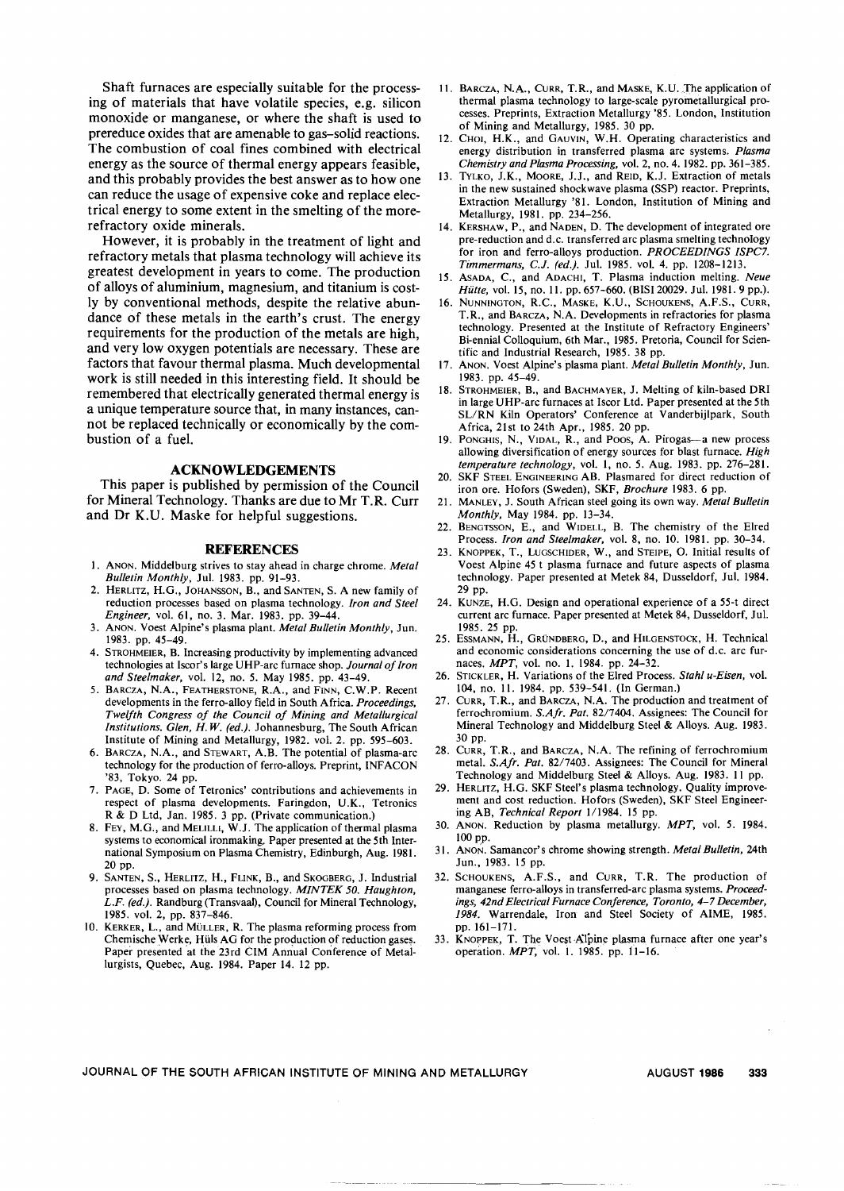Shaft furnaces are especially suitable for the processing of materials that have volatile species, e.g. silicon monoxide or manganese, or where the shaft is used to prereduce oxides that are amenable to gas–solid reactions. The combustion of coal fines combined with electrical energy as the source of thermal energy appears feasible, and this probably provides the best answer as to how one can reduce the usage of expensive coke and replace electrical energy to some extent in the smelting of the more-refractory oxide minerals.

However, it is probably in the treatment of light and refractory metals that plasma technology will achieve its greatest development in years to come. The production of alloys of aluminium, magnesium, and titanium is costly by conventional methods, despite the relative abundance of these metals in the earth's crust. The energy requirements for the production of the metals are high, and very low oxygen potentials are necessary. These are factors that favour thermal plasma. Much developmental work is still needed in this interesting field. It should be remembered that electrically generated thermal energy is a unique temperature source that, in many instances, cannot be replaced technically or economically by the combustion of a fuel.

## ACKNOWLEDGEMENTS

This paper is published by permission of the Council for Mineral Technology. Thanks are due to Mr T.R. Curr and Dr K.U. Maske for helpful suggestions.

## REFERENCES

1. ANON. Middelburg strives to stay ahead in charge chrome. *Metal Bulletin Monthly*, Jul. 1983. pp. 91–93.
2. HERLITZ, H.G., JOHANSSON, B., and SANTEN, S. A new family of reduction processes based on plasma technology. *Iron and Steel Engineer*, vol. 61, no. 3. Mar. 1983. pp. 39–44.
3. ANON. Voest Alpine's plasma plant. *Metal Bulletin Monthly*, Jun. 1983. pp. 45–49.
4. STROHMEIER, B. Increasing productivity by implementing advanced technologies at Iscor's large UHP-arc furnace shop. *Journal of Iron and Steelmaker*, vol. 12, no. 5. May 1985. pp. 43–49.
5. BARCZA, N.A., FEATHERSTONE, R.A., and FINN, C.W.P. Recent developments in the ferro-alloy field in South Africa. *Proceedings, Twelfth Congress of the Council of Mining and Metallurgical Institutions. Glen, H.W. (ed.)*. Johannesburg, The South African Institute of Mining and Metallurgy, 1982. vol. 2. pp. 595–603.
6. BARCZA, N.A., and STEWART, A.B. The potential of plasma-arc technology for the production of ferro-alloys. Preprint, INFACON '83, Tokyo. 24 pp.
7. PAGE, D. Some of Tetronics' contributions and achievements in respect of plasma developments. Faringdon, U.K., Tetronics R & D Ltd, Jan. 1985. 3 pp. (Private communication.)
8. FEY, M.G., and MELILLI, W.J. The application of thermal plasma systems to economical ironmaking. Paper presented at the 5th International Symposium on Plasma Chemistry, Edinburgh, Aug. 1981. 20 pp.
9. SANTEN, S., HERLITZ, H., FLINK, B., and SKOGBERG, J. Industrial processes based on plasma technology. *MINTEK 50. Haughton, L.F. (ed.)*. Randburg (Transvaal), Council for Mineral Technology, 1985. vol. 2, pp. 837–846.
10. KERKER, L., and MÜLLER, R. The plasma reforming process from Chemische Werke, Hüls AG for the production of reduction gases. Paper presented at the 23rd CIM Annual Conference of Metallurgists, Quebec, Aug. 1984. Paper 14. 12 pp.
11. BARCZA, N.A., CURR, T.R., and MASKE, K.U. The application of thermal plasma technology to large-scale pyrometallurgical processes. Preprints, Extraction Metallurgy '85. London, Institution of Mining and Metallurgy, 1985. 30 pp.
12. CHOI, H.K., and GAUVIN, W.H. Operating characteristics and energy distribution in transferred plasma arc systems. *Plasma Chemistry and Plasma Processing*, vol. 2, no. 4. 1982. pp. 361–385.
13. TYLKO, J.K., MOORE, J.J., and REID, K.J. Extraction of metals in the new sustained shockwave plasma (SSP) reactor. Preprints, Extraction Metallurgy '81. London, Institution of Mining and Metallurgy, 1981. pp. 234–256.
14. KERSHAW, P., and NADEN, D. The development of integrated ore pre-reduction and d.c. transferred arc plasma smelting technology for iron and ferro-alloys production. *PROCEEDINGS ISPC7. Timmermans, C.J. (ed.)*. Jul. 1985. vol. 4. pp. 1208–1213.
15. ASADA, C., and ADACHI, T. Plasma induction melting. *Neue Hütte*, vol. 15, no. 11. pp. 657–660. (BISI 20029. Jul. 1981. 9 pp.).
16. NUNNINGTON, R.C., MASKE, K.U., SCHOUKENS, A.F.S., CURR, T.R., and BARCZA, N.A. Developments in refractories for plasma technology. Presented at the Institute of Refractory Engineers' Bi-ennial Colloquium, 6th Mar., 1985. Pretoria, Council for Scientific and Industrial Research, 1985. 38 pp.
17. ANON. Voest Alpine's plasma plant. *Metal Bulletin Monthly*, Jun. 1983. pp. 45–49.
18. STROHMEIER, B., and BACHMAYER, J. Melting of kiln-based DRI in large UHP-arc furnaces at Iscor Ltd. Paper presented at the 5th SL/RN Kiln Operators' Conference at Vanderbijlpark, South Africa, 21st to 24th Apr., 1985. 20 pp.
19. PONGHIS, N., VIDAL, R., and POOS, A. Pirogas—a new process allowing diversification of energy sources for blast furnace. *High temperature technology*, vol. 1, no. 5. Aug. 1983. pp. 276–281.
20. SKF STEEL ENGINEERING AB. Plasmared for direct reduction of iron ore. Hofors (Sweden), SKF, *Brochure* 1983. 6 pp.
21. MANLEY, J. South African steel going its own way. *Metal Bulletin Monthly*, May 1984. pp. 13–34.
22. BENGTSSON, E., and WIDELL, B. The chemistry of the Elred Process. *Iron and Steelmaker*, vol. 8, no. 10. 1981. pp. 30–34.
23. KNOPPEK, T., LUGSCHIDER, W., and STEIPE, O. Initial results of Voest Alpine 45 t plasma furnace and future aspects of plasma technology. Paper presented at Metek 84, Dusseldorf, Jul. 1984. 29 pp.
24. KUNZE, H.G. Design and operational experience of a 55-t direct current arc furnace. Paper presented at Metek 84, Dusseldorf, Jul. 1985. 25 pp.
25. ESSMANN, H., GRÜNDBERG, D., and HILGENSTOCK, H. Technical and economic considerations concerning the use of d.c. arc furnaces. *MPT*, vol. no. 1. 1984. pp. 24–32.
26. STICKLER, H. Variations of the Elred Process. *Stahl u-Eisen*, vol. 104, no. 11. 1984. pp. 539–541. (In German.)
27. CURR, T.R., and BARCZA, N.A. The production and treatment of ferrochromium. *S.Afr. Pat.* 82/7404. Assignees: The Council for Mineral Technology and Middelburg Steel & Alloys. Aug. 1983. 30 pp.
28. CURR, T.R., and BARCZA, N.A. The refining of ferrochromium metal. *S.Afr. Pat.* 82/7403. Assignees: The Council for Mineral Technology and Middelburg Steel & Alloys. Aug. 1983. 11 pp.
29. HERLITZ, H.G. SKF Steel's plasma technology. Quality improvement and cost reduction. Hofors (Sweden), SKF Steel Engineering AB, *Technical Report* 1/1984. 15 pp.
30. ANON. Reduction by plasma metallurgy. *MPT*, vol. 5. 1984. 100 pp.
31. ANON. Samancor's chrome showing strength. *Metal Bulletin*, 24th Jun., 1983. 15 pp.
32. SCHOUKENS, A.F.S., and CURR, T.R. The production of manganese ferro-alloys in transferred-arc plasma systems. *Proceedings, 42nd Electrical Furnace Conference, Toronto, 4–7 December, 1984*. Warrendale, Iron and Steel Society of AIME, 1985. pp. 161–171.
33. KNOPPEK, T. The Voest Alpine plasma furnace after one year's operation. *MPT*, vol. 1. 1985. pp. 11–16.